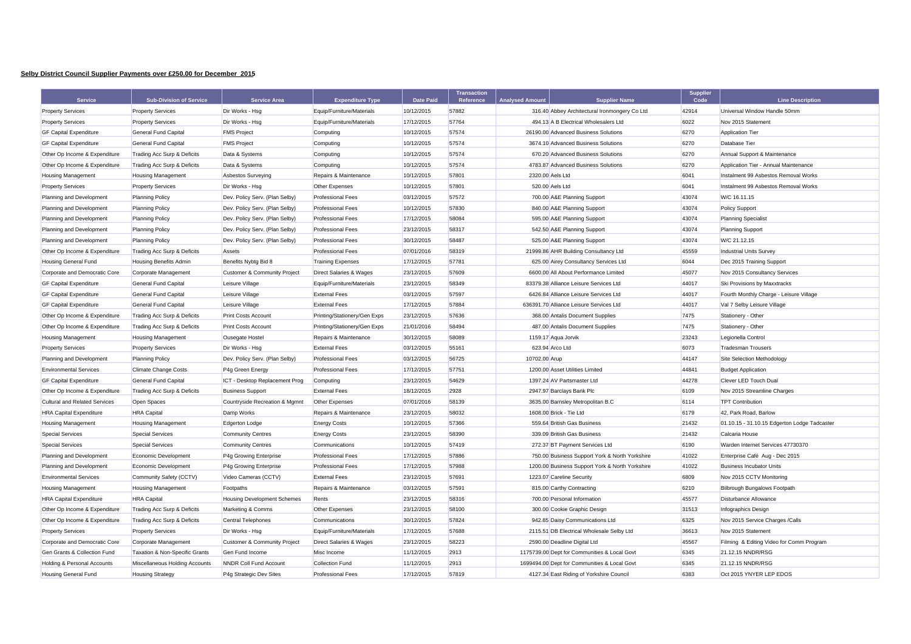**Selby District Council Supplier Payments over £250.00 for December 2015**

| Service | Sub-Division of Service | Service Area | Expenditure Type | Date Paid | Transaction Reference | Analysed Amount | Supplier Name | Supplier Code | Line Description |
|---|---|---|---|---|---|---|---|---|---|
| Property Services | Property Services | Dir Works - Hsg | Equip/Furniture/Materials | 10/12/2015 | 57882 | 316.40 | Abbey Architectural Ironmongery Co Ltd | 42914 | Universal Window Handle 50mm |
| Property Services | Property Services | Dir Works - Hsg | Equip/Furniture/Materials | 17/12/2015 | 57764 | 494.13 | A B Electrical Wholesalers Ltd | 6022 | Nov 2015 Statement |
| GF Capital Expenditure | General Fund Capital | FMS Project | Computing | 10/12/2015 | 57574 | 26190.00 | Advanced Business Solutions | 6270 | Application Tier |
| GF Capital Expenditure | General Fund Capital | FMS Project | Computing | 10/12/2015 | 57574 | 3674.10 | Advanced Business Solutions | 6270 | Database Tier |
| Other Op Income & Expenditure | Trading Acc Surp & Deficits | Data & Systems | Computing | 10/12/2015 | 57574 | 670.20 | Advanced Business Solutions | 6270 | Annual Support & Maintenance |
| Other Op Income & Expenditure | Trading Acc Surp & Deficits | Data & Systems | Computing | 10/12/2015 | 57574 | 4783.87 | Advanced Business Solutions | 6270 | Application Tier - Annual Maintenance |
| Housing Management | Housing Management | Asbestos Surveying | Repairs & Maintenance | 10/12/2015 | 57801 | 2320.00 | Aels Ltd | 6041 | Instalment 99 Asbestos Removal Works |
| Property Services | Property Services | Dir Works - Hsg | Other Expenses | 10/12/2015 | 57801 | 520.00 | Aels Ltd | 6041 | Instalment 99 Asbestos Removal Works |
| Planning and Development | Planning Policy | Dev. Policy Serv. (Plan Selby) | Professional Fees | 03/12/2015 | 57572 | 700.00 | A&E Planning Support | 43074 | W/C 16.11.15 |
| Planning and Development | Planning Policy | Dev. Policy Serv. (Plan Selby) | Professional Fees | 10/12/2015 | 57830 | 840.00 | A&E Planning Support | 43074 | Policy Support |
| Planning and Development | Planning Policy | Dev. Policy Serv. (Plan Selby) | Professional Fees | 17/12/2015 | 58084 | 595.00 | A&E Planning Support | 43074 | Planning Specialist |
| Planning and Development | Planning Policy | Dev. Policy Serv. (Plan Selby) | Professional Fees | 23/12/2015 | 58317 | 542.50 | A&E Planning Support | 43074 | Planning Support |
| Planning and Development | Planning Policy | Dev. Policy Serv. (Plan Selby) | Professional Fees | 30/12/2015 | 58487 | 525.00 | A&E Planning Support | 43074 | W/C 21.12.15 |
| Other Op Income & Expenditure | Trading Acc Surp & Deficits | Assets | Professional Fees | 07/01/2016 | 58319 | 21999.86 | AHR Building Consultancy Ltd | 45559 | Industrial Units Survey |
| Housing General Fund | Housing Benefits Admin | Benefits Nybtg Bid 8 | Training Expenses | 17/12/2015 | 57781 | 625.00 | Airey Consultancy Services Ltd | 6044 | Dec 2015 Training Support |
| Corporate and Democratic Core | Corporate Management | Customer & Community Project | Direct Salaries & Wages | 23/12/2015 | 57609 | 6600.00 | All About Performance Limited | 45077 | Nov 2015 Consultancy Services |
| GF Capital Expenditure | General Fund Capital | Leisure Village | Equip/Furniture/Materials | 23/12/2015 | 58349 | 83379.38 | Alliance Leisure Services Ltd | 44017 | Ski Provisions by Maxxtracks |
| GF Capital Expenditure | General Fund Capital | Leisure Village | External Fees | 03/12/2015 | 57597 | 6426.84 | Alliance Leisure Services Ltd | 44017 | Fourth Monthly Charge - Leisure Village |
| GF Capital Expenditure | General Fund Capital | Leisure Village | External Fees | 17/12/2015 | 57884 | 636391.70 | Alliance Leisure Services Ltd | 44017 | Val 7 Selby Leisure Village |
| Other Op Income & Expenditure | Trading Acc Surp & Deficits | Print Costs Account | Printing/Stationery/Gen Exps | 23/12/2015 | 57636 | 368.00 | Antalis Document Supplies | 7475 | Stationery - Other |
| Other Op Income & Expenditure | Trading Acc Surp & Deficits | Print Costs Account | Printing/Stationery/Gen Exps | 21/01/2016 | 58494 | 487.00 | Antalis Document Supplies | 7475 | Stationery - Other |
| Housing Management | Housing Management | Ousegate Hostel | Repairs & Maintenance | 30/12/2015 | 58089 | 1159.17 | Aqua Jorvik | 23243 | Legionella Control |
| Property Services | Property Services | Dir Works - Hsg | External Fees | 03/12/2015 | 55161 | 623.94 | Arco Ltd | 6073 | Tradesman Trousers |
| Planning and Development | Planning Policy | Dev. Policy Serv. (Plan Selby) | Professional Fees | 03/12/2015 | 56725 | 10702.00 | Arup | 44147 | Site Selection Methodology |
| Environmental Services | Climate Change Costs | P4g Green Energy | Professional Fees | 17/12/2015 | 57751 | 1200.00 | Asset Utilities Limited | 44841 | Budget Application |
| GF Capital Expenditure | General Fund Capital | ICT - Desktop Replacement Prog | Computing | 23/12/2015 | 54629 | 1397.24 | AV Partsmaster Ltd | 44278 | Clever LED Touch Dual |
| Other Op Income & Expenditure | Trading Acc Surp & Deficits | Business Support | External Fees | 18/12/2015 | 2928 | 2947.97 | Barclays Bank Plc | 6109 | Nov 2015 Streamline Charges |
| Cultural and Related Services | Open Spaces | Countryside Recreation & Mgmnt | Other Expenses | 07/01/2016 | 58139 | 3635.00 | Barnsley Metropolitan B.C | 6114 | TPT Contribution |
| HRA Capital Expenditure | HRA Capital | Damp Works | Repairs & Maintenance | 23/12/2015 | 58032 | 1608.00 | Brick - Tie Ltd | 6179 | 42, Park Road, Barlow |
| Housing Management | Housing Management | Edgerton Lodge | Energy Costs | 10/12/2015 | 57366 | 559.64 | British Gas Business | 21432 | 01.10.15 - 31.10.15 Edgerton Lodge Tadcaster |
| Special Services | Special Services | Community Centres | Energy Costs | 23/12/2015 | 58390 | 339.09 | British Gas Business | 21432 | Calcaria House |
| Special Services | Special Services | Community Centres | Communications | 10/12/2015 | 57419 | 272.37 | BT Payment Services Ltd | 6190 | Warden Internet Services 47730370 |
| Planning and Development | Economic Development | P4g Growing Enterprise | Professional Fees | 17/12/2015 | 57886 | 750.00 | Business Support York & North Yorkshire | 41022 | Enterprise Café Aug - Dec 2015 |
| Planning and Development | Economic Development | P4g Growing Enterprise | Professional Fees | 17/12/2015 | 57988 | 1200.00 | Business Support York & North Yorkshire | 41022 | Business Incubator Units |
| Environmental Services | Community Safety (CCTV) | Video Cameras (CCTV) | External Fees | 23/12/2015 | 57691 | 1223.07 | Careline Security | 6809 | Nov 2015 CCTV Monitoring |
| Housing Management | Housing Management | Footpaths | Repairs & Maintenance | 03/12/2015 | 57591 | 815.00 | Carthy Contracting | 6210 | Bilbrough Bungalows Footpath |
| HRA Capital Expenditure | HRA Capital | Housing Development Schemes | Rents | 23/12/2015 | 58316 | 700.00 | Personal Information | 45577 | Disturbance Allowance |
| Other Op Income & Expenditure | Trading Acc Surp & Deficits | Marketing & Comms | Other Expenses | 23/12/2015 | 58100 | 300.00 | Cookie Graphic Design | 31513 | Infographics Design |
| Other Op Income & Expenditure | Trading Acc Surp & Deficits | Central Telephones | Communications | 30/12/2015 | 57824 | 942.85 | Daisy Communications Ltd | 6325 | Nov 2015 Service Charges /Calls |
| Property Services | Property Services | Dir Works - Hsg | Equip/Furniture/Materials | 17/12/2015 | 57688 | 2115.51 | DB Electrical Wholesale Selby Ltd | 36613 | Nov 2015 Statement |
| Corporate and Democratic Core | Corporate Management | Customer & Community Project | Direct Salaries & Wages | 23/12/2015 | 58223 | 2590.00 | Deadline Digital Ltd | 45567 | Filming & Editing Video for Comm Program |
| Gen Grants & Collection Fund | Taxation & Non-Specific Grants | Gen Fund Income | Misc Income | 11/12/2015 | 2913 | 1175739.00 | Dept for Communities & Local Govt | 6345 | 21.12.15 NNDR/RSG |
| Holding & Personal Accounts | Miscellaneous Holding Accounts | NNDR Coll Fund Account | Collection Fund | 11/12/2015 | 2913 | 1699494.00 | Dept for Communities & Local Govt | 6345 | 21.12.15 NNDR/RSG |
| Housing General Fund | Housing Strategy | P4g Strategic Dev Sites | Professional Fees | 17/12/2015 | 57819 | 4127.34 | East Riding of Yorkshire Council | 6383 | Oct 2015 YNYER LEP EDOS |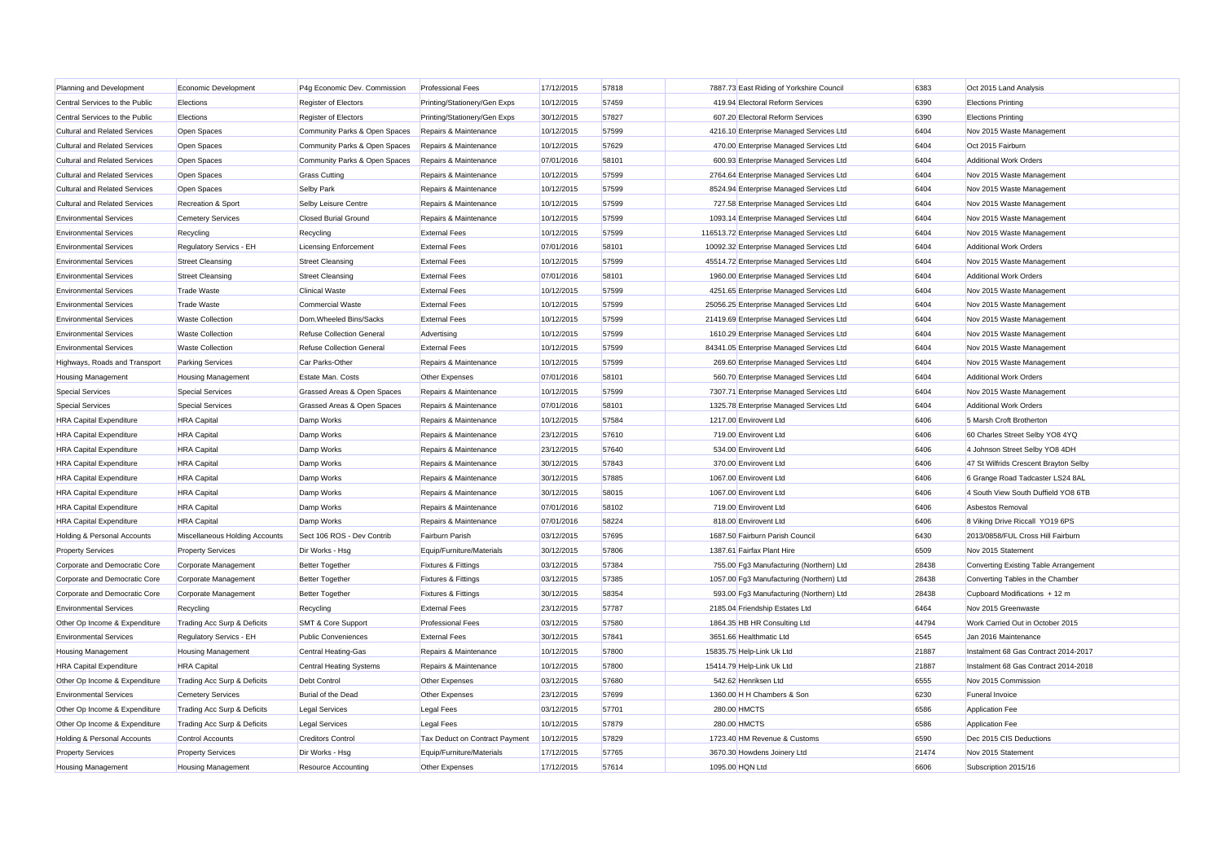| Planning and Development | Economic Development | P4g Economic Dev. Commission | Professional Fees | 17/12/2015 | 57818 | 7887.73 | East Riding of Yorkshire Council | 6383 | Oct 2015 Land Analysis |
|---|---|---|---|---|---|---|---|---|---|
| Central Services to the Public | Elections | Register of Electors | Printing/Stationery/Gen Exps | 10/12/2015 | 57459 | 419.94 | Electoral Reform Services | 6390 | Elections Printing |
| Central Services to the Public | Elections | Register of Electors | Printing/Stationery/Gen Exps | 30/12/2015 | 57827 | 607.20 | Electoral Reform Services | 6390 | Elections Printing |
| Cultural and Related Services | Open Spaces | Community Parks & Open Spaces | Repairs & Maintenance | 10/12/2015 | 57599 | 4216.10 | Enterprise Managed Services Ltd | 6404 | Nov 2015 Waste Management |
| Cultural and Related Services | Open Spaces | Community Parks & Open Spaces | Repairs & Maintenance | 10/12/2015 | 57629 | 470.00 | Enterprise Managed Services Ltd | 6404 | Oct 2015 Fairburn |
| Cultural and Related Services | Open Spaces | Community Parks & Open Spaces | Repairs & Maintenance | 07/01/2016 | 58101 | 600.93 | Enterprise Managed Services Ltd | 6404 | Additional Work Orders |
| Cultural and Related Services | Open Spaces | Grass Cutting | Repairs & Maintenance | 10/12/2015 | 57599 | 2764.64 | Enterprise Managed Services Ltd | 6404 | Nov 2015 Waste Management |
| Cultural and Related Services | Open Spaces | Selby Park | Repairs & Maintenance | 10/12/2015 | 57599 | 8524.94 | Enterprise Managed Services Ltd | 6404 | Nov 2015 Waste Management |
| Cultural and Related Services | Recreation & Sport | Selby Leisure Centre | Repairs & Maintenance | 10/12/2015 | 57599 | 727.58 | Enterprise Managed Services Ltd | 6404 | Nov 2015 Waste Management |
| Environmental Services | Cemetery Services | Closed Burial Ground | Repairs & Maintenance | 10/12/2015 | 57599 | 1093.14 | Enterprise Managed Services Ltd | 6404 | Nov 2015 Waste Management |
| Environmental Services | Recycling | Recycling | External Fees | 10/12/2015 | 57599 | 116513.72 | Enterprise Managed Services Ltd | 6404 | Nov 2015 Waste Management |
| Environmental Services | Regulatory Servics - EH | Licensing Enforcement | External Fees | 07/01/2016 | 58101 | 10092.32 | Enterprise Managed Services Ltd | 6404 | Additional Work Orders |
| Environmental Services | Street Cleansing | Street Cleansing | External Fees | 10/12/2015 | 57599 | 45514.72 | Enterprise Managed Services Ltd | 6404 | Nov 2015 Waste Management |
| Environmental Services | Street Cleansing | Street Cleansing | External Fees | 07/01/2016 | 58101 | 1960.00 | Enterprise Managed Services Ltd | 6404 | Additional Work Orders |
| Environmental Services | Trade Waste | Clinical Waste | External Fees | 10/12/2015 | 57599 | 4251.65 | Enterprise Managed Services Ltd | 6404 | Nov 2015 Waste Management |
| Environmental Services | Trade Waste | Commercial Waste | External Fees | 10/12/2015 | 57599 | 25056.25 | Enterprise Managed Services Ltd | 6404 | Nov 2015 Waste Management |
| Environmental Services | Waste Collection | Dom.Wheeled Bins/Sacks | External Fees | 10/12/2015 | 57599 | 21419.69 | Enterprise Managed Services Ltd | 6404 | Nov 2015 Waste Management |
| Environmental Services | Waste Collection | Refuse Collection General | Advertising | 10/12/2015 | 57599 | 1610.29 | Enterprise Managed Services Ltd | 6404 | Nov 2015 Waste Management |
| Environmental Services | Waste Collection | Refuse Collection General | External Fees | 10/12/2015 | 57599 | 84341.05 | Enterprise Managed Services Ltd | 6404 | Nov 2015 Waste Management |
| Highways, Roads and Transport | Parking Services | Car Parks-Other | Repairs & Maintenance | 10/12/2015 | 57599 | 269.60 | Enterprise Managed Services Ltd | 6404 | Nov 2015 Waste Management |
| Housing Management | Housing Management | Estate Man. Costs | Other Expenses | 07/01/2016 | 58101 | 560.70 | Enterprise Managed Services Ltd | 6404 | Additional Work Orders |
| Special Services | Special Services | Grassed Areas & Open Spaces | Repairs & Maintenance | 10/12/2015 | 57599 | 7307.71 | Enterprise Managed Services Ltd | 6404 | Nov 2015 Waste Management |
| Special Services | Special Services | Grassed Areas & Open Spaces | Repairs & Maintenance | 07/01/2016 | 58101 | 1325.78 | Enterprise Managed Services Ltd | 6404 | Additional Work Orders |
| HRA Capital Expenditure | HRA Capital | Damp Works | Repairs & Maintenance | 10/12/2015 | 57584 | 1217.00 | Envirovent Ltd | 6406 | 5 Marsh Croft Brotherton |
| HRA Capital Expenditure | HRA Capital | Damp Works | Repairs & Maintenance | 23/12/2015 | 57610 | 719.00 | Envirovent Ltd | 6406 | 60 Charles Street Selby YO8 4YQ |
| HRA Capital Expenditure | HRA Capital | Damp Works | Repairs & Maintenance | 23/12/2015 | 57640 | 534.00 | Envirovent Ltd | 6406 | 4 Johnson Street Selby YO8 4DH |
| HRA Capital Expenditure | HRA Capital | Damp Works | Repairs & Maintenance | 30/12/2015 | 57843 | 370.00 | Envirovent Ltd | 6406 | 47 St Wilfrids Crescent Brayton Selby |
| HRA Capital Expenditure | HRA Capital | Damp Works | Repairs & Maintenance | 30/12/2015 | 57885 | 1067.00 | Envirovent Ltd | 6406 | 6 Grange Road Tadcaster LS24 8AL |
| HRA Capital Expenditure | HRA Capital | Damp Works | Repairs & Maintenance | 30/12/2015 | 58015 | 1067.00 | Envirovent Ltd | 6406 | 4 South View South Duffield YO8 6TB |
| HRA Capital Expenditure | HRA Capital | Damp Works | Repairs & Maintenance | 07/01/2016 | 58102 | 719.00 | Envirovent Ltd | 6406 | Asbestos Removal |
| HRA Capital Expenditure | HRA Capital | Damp Works | Repairs & Maintenance | 07/01/2016 | 58224 | 818.00 | Envirovent Ltd | 6406 | 8 Viking Drive Riccall YO19 6PS |
| Holding & Personal Accounts | Miscellaneous Holding Accounts | Sect 106 ROS - Dev Contrib | Fairburn Parish | 03/12/2015 | 57695 | 1687.50 | Fairburn Parish Council | 6430 | 2013/0858/FUL Cross Hill Fairburn |
| Property Services | Property Services | Dir Works - Hsg | Equip/Furniture/Materials | 30/12/2015 | 57806 | 1387.61 | Fairfax Plant Hire | 6509 | Nov 2015 Statement |
| Corporate and Democratic Core | Corporate Management | Better Together | Fixtures & Fittings | 03/12/2015 | 57384 | 755.00 | Fg3 Manufacturing (Northern) Ltd | 28438 | Converting Existing Table Arrangement |
| Corporate and Democratic Core | Corporate Management | Better Together | Fixtures & Fittings | 03/12/2015 | 57385 | 1057.00 | Fg3 Manufacturing (Northern) Ltd | 28438 | Converting Tables in the Chamber |
| Corporate and Democratic Core | Corporate Management | Better Together | Fixtures & Fittings | 30/12/2015 | 58354 | 593.00 | Fg3 Manufacturing (Northern) Ltd | 28438 | Cupboard Modifications + 12 m |
| Environmental Services | Recycling | Recycling | External Fees | 23/12/2015 | 57787 | 2185.04 | Friendship Estates Ltd | 6464 | Nov 2015 Greenwaste |
| Other Op Income & Expenditure | Trading Acc Surp & Deficits | SMT & Core Support | Professional Fees | 03/12/2015 | 57580 | 1864.35 | HB HR Consulting Ltd | 44794 | Work Carried Out in October 2015 |
| Environmental Services | Regulatory Servics - EH | Public Conveniences | External Fees | 30/12/2015 | 57841 | 3651.66 | Healthmatic Ltd | 6545 | Jan 2016 Maintenance |
| Housing Management | Housing Management | Central Heating-Gas | Repairs & Maintenance | 10/12/2015 | 57800 | 15835.75 | Help-Link Uk Ltd | 21887 | Instalment 68 Gas Contract 2014-2017 |
| HRA Capital Expenditure | HRA Capital | Central Heating Systems | Repairs & Maintenance | 10/12/2015 | 57800 | 15414.79 | Help-Link Uk Ltd | 21887 | Instalment 68 Gas Contract 2014-2018 |
| Other Op Income & Expenditure | Trading Acc Surp & Deficits | Debt Control | Other Expenses | 03/12/2015 | 57680 | 542.62 | Henriksen Ltd | 6555 | Nov 2015 Commission |
| Environmental Services | Cemetery Services | Burial of the Dead | Other Expenses | 23/12/2015 | 57699 | 1360.00 | H H Chambers & Son | 6230 | Funeral Invoice |
| Other Op Income & Expenditure | Trading Acc Surp & Deficits | Legal Services | Legal Fees | 03/12/2015 | 57701 | 280.00 | HMCTS | 6586 | Application Fee |
| Other Op Income & Expenditure | Trading Acc Surp & Deficits | Legal Services | Legal Fees | 10/12/2015 | 57879 | 280.00 | HMCTS | 6586 | Application Fee |
| Holding & Personal Accounts | Control Accounts | Creditors Control | Tax Deduct on Contract Payment | 10/12/2015 | 57829 | 1723.40 | HM Revenue & Customs | 6590 | Dec 2015 CIS Deductions |
| Property Services | Property Services | Dir Works - Hsg | Equip/Furniture/Materials | 17/12/2015 | 57765 | 3670.30 | Howdens Joinery Ltd | 21474 | Nov 2015 Statement |
| Housing Management | Housing Management | Resource Accounting | Other Expenses | 17/12/2015 | 57614 | 1095.00 | HQN Ltd | 6606 | Subscription 2015/16 |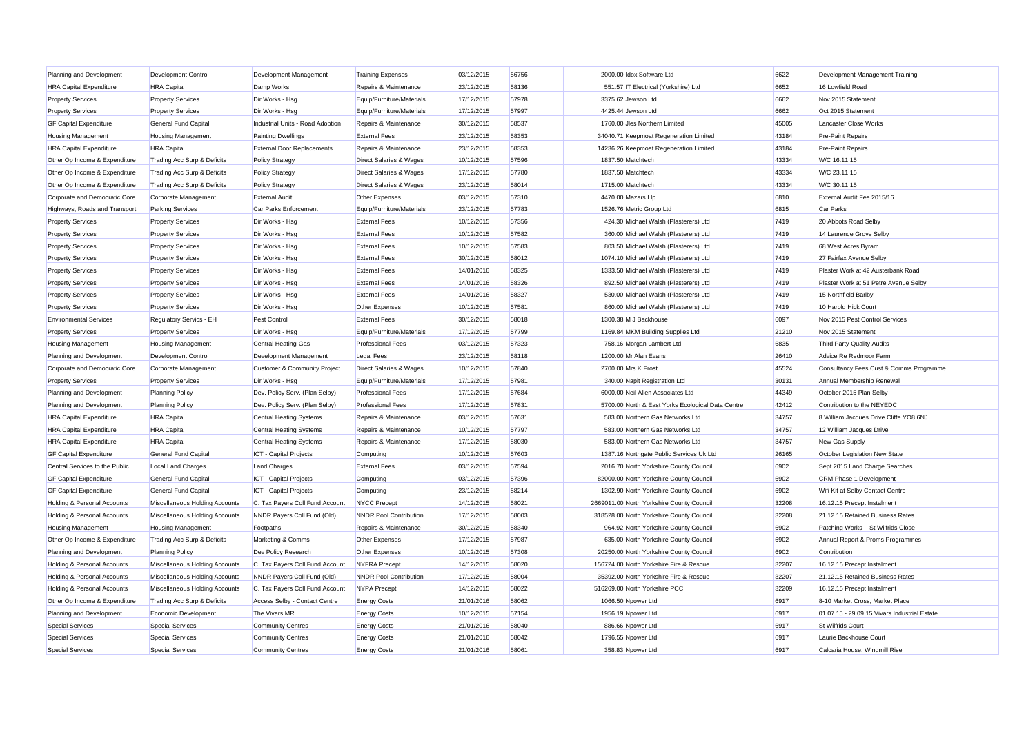| Planning and Development | Development Control | Development Management | Training Expenses | 03/12/2015 | 56756 | 2000.00 | Idox Software Ltd | 6622 | Development Management Training |
|---|---|---|---|---|---|---|---|---|---|
| HRA Capital Expenditure | HRA Capital | Damp Works | Repairs & Maintenance | 23/12/2015 | 58136 | 551.57 | IT Electrical (Yorkshire) Ltd | 6652 | 16 Lowfield Road |
| Property Services | Property Services | Dir Works - Hsg | Equip/Furniture/Materials | 17/12/2015 | 57978 | 3375.62 | Jewson Ltd | 6662 | Nov 2015 Statement |
| Property Services | Property Services | Dir Works - Hsg | Equip/Furniture/Materials | 17/12/2015 | 57997 | 4425.44 | Jewson Ltd | 6662 | Oct 2015 Statement |
| GF Capital Expenditure | General Fund Capital | Industrial Units - Road Adoption | Repairs & Maintenance | 30/12/2015 | 58537 | 1760.00 | Jles Northern Limited | 45005 | Lancaster Close Works |
| Housing Management | Housing Management | Painting Dwellings | External Fees | 23/12/2015 | 58353 | 34040.71 | Keepmoat Regeneration Limited | 43184 | Pre-Paint Repairs |
| HRA Capital Expenditure | HRA Capital | External Door Replacements | Repairs & Maintenance | 23/12/2015 | 58353 | 14236.26 | Keepmoat Regeneration Limited | 43184 | Pre-Paint Repairs |
| Other Op Income & Expenditure | Trading Acc Surp & Deficits | Policy Strategy | Direct Salaries & Wages | 10/12/2015 | 57596 | 1837.50 | Matchtech | 43334 | W/C 16.11.15 |
| Other Op Income & Expenditure | Trading Acc Surp & Deficits | Policy Strategy | Direct Salaries & Wages | 17/12/2015 | 57780 | 1837.50 | Matchtech | 43334 | W/C 23.11.15 |
| Other Op Income & Expenditure | Trading Acc Surp & Deficits | Policy Strategy | Direct Salaries & Wages | 23/12/2015 | 58014 | 1715.00 | Matchtech | 43334 | W/C 30.11.15 |
| Corporate and Democratic Core | Corporate Management | External Audit | Other Expenses | 03/12/2015 | 57310 | 4470.00 | Mazars Llp | 6810 | External Audit Fee 2015/16 |
| Highways, Roads and Transport | Parking Services | Car Parks Enforcement | Equip/Furniture/Materials | 23/12/2015 | 57783 | 1526.76 | Metric Group Ltd | 6815 | Car Parks |
| Property Services | Property Services | Dir Works - Hsg | External Fees | 10/12/2015 | 57356 | 424.30 | Michael Walsh (Plasterers) Ltd | 7419 | 20 Abbots Road Selby |
| Property Services | Property Services | Dir Works - Hsg | External Fees | 10/12/2015 | 57582 | 360.00 | Michael Walsh (Plasterers) Ltd | 7419 | 14 Laurence Grove Selby |
| Property Services | Property Services | Dir Works - Hsg | External Fees | 10/12/2015 | 57583 | 803.50 | Michael Walsh (Plasterers) Ltd | 7419 | 68 West Acres Byram |
| Property Services | Property Services | Dir Works - Hsg | External Fees | 30/12/2015 | 58012 | 1074.10 | Michael Walsh (Plasterers) Ltd | 7419 | 27 Fairfax Avenue Selby |
| Property Services | Property Services | Dir Works - Hsg | External Fees | 14/01/2016 | 58325 | 1333.50 | Michael Walsh (Plasterers) Ltd | 7419 | Plaster Work at 42 Austerbank Road |
| Property Services | Property Services | Dir Works - Hsg | External Fees | 14/01/2016 | 58326 | 892.50 | Michael Walsh (Plasterers) Ltd | 7419 | Plaster Work at 51 Petre Avenue Selby |
| Property Services | Property Services | Dir Works - Hsg | External Fees | 14/01/2016 | 58327 | 530.00 | Michael Walsh (Plasterers) Ltd | 7419 | 15 Northfield Barlby |
| Property Services | Property Services | Dir Works - Hsg | Other Expenses | 10/12/2015 | 57581 | 860.00 | Michael Walsh (Plasterers) Ltd | 7419 | 10 Harold Hick Court |
| Environmental Services | Regulatory Servics - EH | Pest Control | External Fees | 30/12/2015 | 58018 | 1300.38 | M J Backhouse | 6097 | Nov 2015 Pest Control Services |
| Property Services | Property Services | Dir Works - Hsg | Equip/Furniture/Materials | 17/12/2015 | 57799 | 1169.84 | MKM Building Supplies Ltd | 21210 | Nov 2015 Statement |
| Housing Management | Housing Management | Central Heating-Gas | Professional Fees | 03/12/2015 | 57323 | 758.16 | Morgan Lambert Ltd | 6835 | Third Party Quality Audits |
| Planning and Development | Development Control | Development Management | Legal Fees | 23/12/2015 | 58118 | 1200.00 | Mr Alan Evans | 26410 | Advice Re Redmoor Farm |
| Corporate and Democratic Core | Corporate Management | Customer & Community Project | Direct Salaries & Wages | 10/12/2015 | 57840 | 2700.00 | Mrs K Frost | 45524 | Consultancy Fees Cust & Comms Programme |
| Property Services | Property Services | Dir Works - Hsg | Equip/Furniture/Materials | 17/12/2015 | 57981 | 340.00 | Napit Registration Ltd | 30131 | Annual Membership Renewal |
| Planning and Development | Planning Policy | Dev. Policy Serv. (Plan Selby) | Professional Fees | 17/12/2015 | 57684 | 6000.00 | Neil Allen Associates Ltd | 44349 | October 2015 Plan Selby |
| Planning and Development | Planning Policy | Dev. Policy Serv. (Plan Selby) | Professional Fees | 17/12/2015 | 57831 | 5700.00 | North & East Yorks Ecological Data Centre | 42412 | Contribution to the NEYEDC |
| HRA Capital Expenditure | HRA Capital | Central Heating Systems | Repairs & Maintenance | 03/12/2015 | 57631 | 583.00 | Northern Gas Networks Ltd | 34757 | 8 William Jacques Drive Cliffe YO8 6NJ |
| HRA Capital Expenditure | HRA Capital | Central Heating Systems | Repairs & Maintenance | 10/12/2015 | 57797 | 583.00 | Northern Gas Networks Ltd | 34757 | 12 William Jacques Drive |
| HRA Capital Expenditure | HRA Capital | Central Heating Systems | Repairs & Maintenance | 17/12/2015 | 58030 | 583.00 | Northern Gas Networks Ltd | 34757 | New Gas Supply |
| GF Capital Expenditure | General Fund Capital | ICT - Capital Projects | Computing | 10/12/2015 | 57603 | 1387.16 | Northgate Public Services Uk Ltd | 26165 | October Legislation New State |
| Central Services to the Public | Local Land Charges | Land Charges | External Fees | 03/12/2015 | 57594 | 2016.70 | North Yorkshire County Council | 6902 | Sept 2015 Land Charge Searches |
| GF Capital Expenditure | General Fund Capital | ICT - Capital Projects | Computing | 03/12/2015 | 57396 | 82000.00 | North Yorkshire County Council | 6902 | CRM Phase 1 Development |
| GF Capital Expenditure | General Fund Capital | ICT - Capital Projects | Computing | 23/12/2015 | 58214 | 1302.90 | North Yorkshire County Council | 6902 | Wifi Kit at Selby Contact Centre |
| Holding & Personal Accounts | Miscellaneous Holding Accounts | C. Tax Payers Coll Fund Account | NYCC Precept | 14/12/2015 | 58021 | 2669011.00 | North Yorkshire County Council | 32208 | 16.12.15 Precept Instalment |
| Holding & Personal Accounts | Miscellaneous Holding Accounts | NNDR Payers Coll Fund (Old) | NNDR Pool Contribution | 17/12/2015 | 58003 | 318528.00 | North Yorkshire County Council | 32208 | 21.12.15 Retained Business Rates |
| Housing Management | Housing Management | Footpaths | Repairs & Maintenance | 30/12/2015 | 58340 | 964.92 | North Yorkshire County Council | 6902 | Patching Works - St Wilfrids Close |
| Other Op Income & Expenditure | Trading Acc Surp & Deficits | Marketing & Comms | Other Expenses | 17/12/2015 | 57987 | 635.00 | North Yorkshire County Council | 6902 | Annual Report & Proms Programmes |
| Planning and Development | Planning Policy | Dev Policy Research | Other Expenses | 10/12/2015 | 57308 | 20250.00 | North Yorkshire County Council | 6902 | Contribution |
| Holding & Personal Accounts | Miscellaneous Holding Accounts | C. Tax Payers Coll Fund Account | NYFRA Precept | 14/12/2015 | 58020 | 156724.00 | North Yorkshire Fire & Rescue | 32207 | 16.12.15 Precept Instalment |
| Holding & Personal Accounts | Miscellaneous Holding Accounts | NNDR Payers Coll Fund (Old) | NNDR Pool Contribution | 17/12/2015 | 58004 | 35392.00 | North Yorkshire Fire & Rescue | 32207 | 21.12.15 Retained Business Rates |
| Holding & Personal Accounts | Miscellaneous Holding Accounts | C. Tax Payers Coll Fund Account | NYPA Precept | 14/12/2015 | 58022 | 516269.00 | North Yorkshire PCC | 32209 | 16.12.15 Precept Instalment |
| Other Op Income & Expenditure | Trading Acc Surp & Deficits | Access Selby - Contact Centre | Energy Costs | 21/01/2016 | 58062 | 1066.50 | Npower Ltd | 6917 | 8-10 Market Cross, Market Place |
| Planning and Development | Economic Development | The Vivars MR | Energy Costs | 10/12/2015 | 57154 | 1956.19 | Npower Ltd | 6917 | 01.07.15 - 29.09.15 Vivars Industrial Estate |
| Special Services | Special Services | Community Centres | Energy Costs | 21/01/2016 | 58040 | 886.66 | Npower Ltd | 6917 | St Wilfrids Court |
| Special Services | Special Services | Community Centres | Energy Costs | 21/01/2016 | 58042 | 1796.55 | Npower Ltd | 6917 | Laurie Backhouse Court |
| Special Services | Special Services | Community Centres | Energy Costs | 21/01/2016 | 58061 | 358.83 | Npower Ltd | 6917 | Calcaria House, Windmill Rise |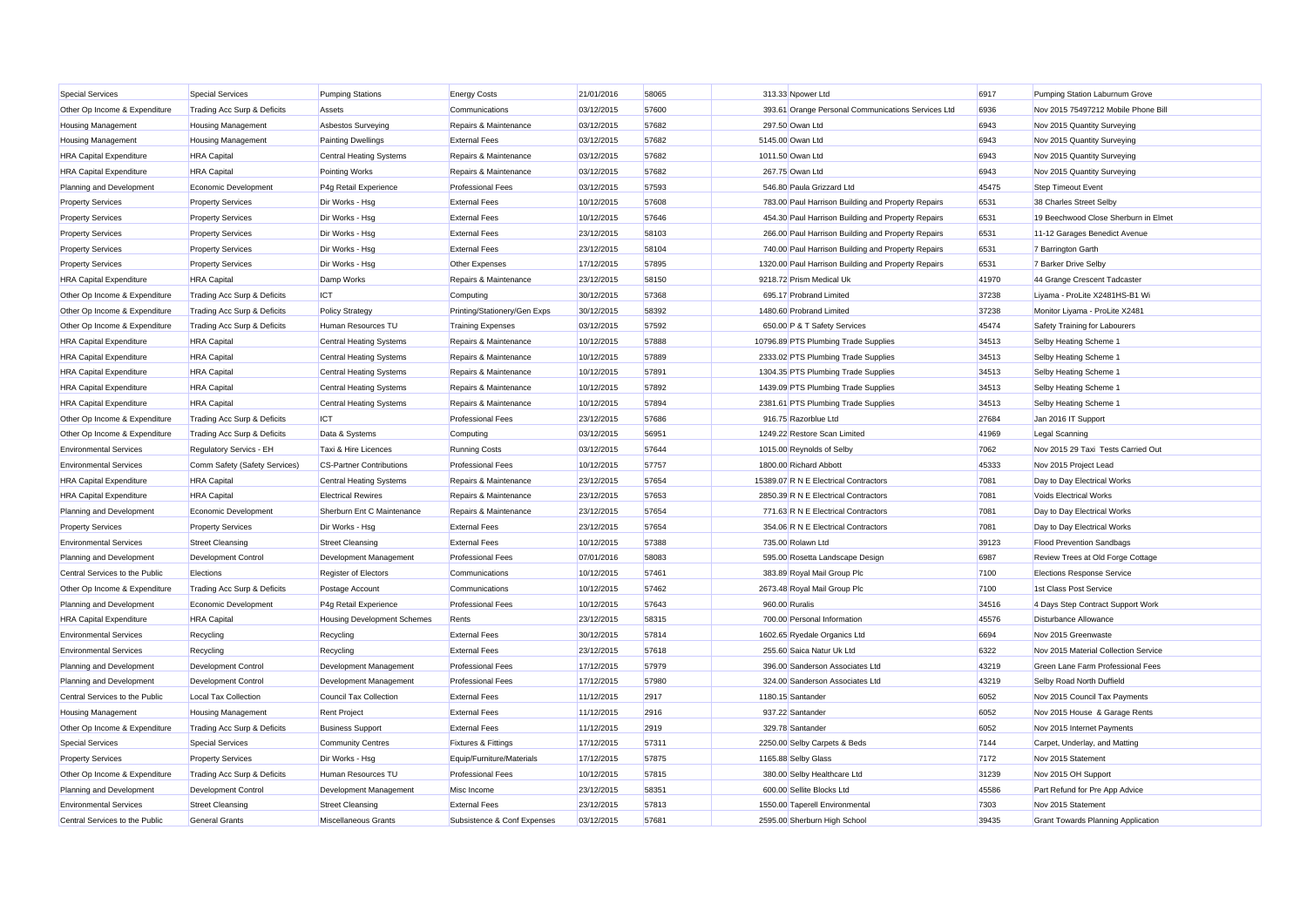| Special Services | Special Services | Pumping Stations | Energy Costs | 21/01/2016 | 58065 | 313.33 | Npower Ltd | 6917 | Pumping Station Laburnum Grove |
|---|---|---|---|---|---|---|---|---|---|
| Other Op Income & Expenditure | Trading Acc Surp & Deficits | Assets | Communications | 03/12/2015 | 57600 | 393.61 | Orange Personal Communications Services Ltd | 6936 | Nov 2015 75497212 Mobile Phone Bill |
| Housing Management | Housing Management | Asbestos Surveying | Repairs & Maintenance | 03/12/2015 | 57682 | 297.50 | Owan Ltd | 6943 | Nov 2015 Quantity Surveying |
| Housing Management | Housing Management | Painting Dwellings | External Fees | 03/12/2015 | 57682 | 5145.00 | Owan Ltd | 6943 | Nov 2015 Quantity Surveying |
| HRA Capital Expenditure | HRA Capital | Central Heating Systems | Repairs & Maintenance | 03/12/2015 | 57682 | 1011.50 | Owan Ltd | 6943 | Nov 2015 Quantity Surveying |
| HRA Capital Expenditure | HRA Capital | Pointing Works | Repairs & Maintenance | 03/12/2015 | 57682 | 267.75 | Owan Ltd | 6943 | Nov 2015 Quantity Surveying |
| Planning and Development | Economic Development | P4g Retail Experience | Professional Fees | 03/12/2015 | 57593 | 546.80 | Paula Grizzard Ltd | 45475 | Step Timeout Event |
| Property Services | Property Services | Dir Works - Hsg | External Fees | 10/12/2015 | 57608 | 783.00 | Paul Harrison Building and Property Repairs | 6531 | 38 Charles Street Selby |
| Property Services | Property Services | Dir Works - Hsg | External Fees | 10/12/2015 | 57646 | 454.30 | Paul Harrison Building and Property Repairs | 6531 | 19 Beechwood Close Sherburn in Elmet |
| Property Services | Property Services | Dir Works - Hsg | External Fees | 23/12/2015 | 58103 | 266.00 | Paul Harrison Building and Property Repairs | 6531 | 11-12 Garages Benedict Avenue |
| Property Services | Property Services | Dir Works - Hsg | External Fees | 23/12/2015 | 58104 | 740.00 | Paul Harrison Building and Property Repairs | 6531 | 7 Barrington Garth |
| Property Services | Property Services | Dir Works - Hsg | Other Expenses | 17/12/2015 | 57895 | 1320.00 | Paul Harrison Building and Property Repairs | 6531 | 7 Barker Drive Selby |
| HRA Capital Expenditure | HRA Capital | Damp Works | Repairs & Maintenance | 23/12/2015 | 58150 | 9218.72 | Prism Medical Uk | 41970 | 44 Grange Crescent Tadcaster |
| Other Op Income & Expenditure | Trading Acc Surp & Deficits | ICT | Computing | 30/12/2015 | 57368 | 695.17 | Probrand Limited | 37238 | Liyama - ProLite X2481HS-B1 Wi |
| Other Op Income & Expenditure | Trading Acc Surp & Deficits | Policy Strategy | Printing/Stationery/Gen Exps | 30/12/2015 | 58392 | 1480.60 | Probrand Limited | 37238 | Monitor Liyama - ProLite X2481 |
| Other Op Income & Expenditure | Trading Acc Surp & Deficits | Human Resources TU | Training Expenses | 03/12/2015 | 57592 | 650.00 | P & T Safety Services | 45474 | Safety Training for Labourers |
| HRA Capital Expenditure | HRA Capital | Central Heating Systems | Repairs & Maintenance | 10/12/2015 | 57888 | 10796.89 | PTS Plumbing Trade Supplies | 34513 | Selby Heating Scheme 1 |
| HRA Capital Expenditure | HRA Capital | Central Heating Systems | Repairs & Maintenance | 10/12/2015 | 57889 | 2333.02 | PTS Plumbing Trade Supplies | 34513 | Selby Heating Scheme 1 |
| HRA Capital Expenditure | HRA Capital | Central Heating Systems | Repairs & Maintenance | 10/12/2015 | 57891 | 1304.35 | PTS Plumbing Trade Supplies | 34513 | Selby Heating Scheme 1 |
| HRA Capital Expenditure | HRA Capital | Central Heating Systems | Repairs & Maintenance | 10/12/2015 | 57892 | 1439.09 | PTS Plumbing Trade Supplies | 34513 | Selby Heating Scheme 1 |
| HRA Capital Expenditure | HRA Capital | Central Heating Systems | Repairs & Maintenance | 10/12/2015 | 57894 | 2381.61 | PTS Plumbing Trade Supplies | 34513 | Selby Heating Scheme 1 |
| Other Op Income & Expenditure | Trading Acc Surp & Deficits | ICT | Professional Fees | 23/12/2015 | 57686 | 916.75 | Razorblue Ltd | 27684 | Jan 2016 IT Support |
| Other Op Income & Expenditure | Trading Acc Surp & Deficits | Data & Systems | Computing | 03/12/2015 | 56951 | 1249.22 | Restore Scan Limited | 41969 | Legal Scanning |
| Environmental Services | Regulatory Servics - EH | Taxi & Hire Licences | Running Costs | 03/12/2015 | 57644 | 1015.00 | Reynolds of Selby | 7062 | Nov 2015 29 Taxi Tests Carried Out |
| Environmental Services | Comm Safety (Safety Services) | CS-Partner Contributions | Professional Fees | 10/12/2015 | 57757 | 1800.00 | Richard Abbott | 45333 | Nov 2015 Project Lead |
| HRA Capital Expenditure | HRA Capital | Central Heating Systems | Repairs & Maintenance | 23/12/2015 | 57654 | 15389.07 | R N E Electrical Contractors | 7081 | Day to Day Electrical Works |
| HRA Capital Expenditure | HRA Capital | Electrical Rewires | Repairs & Maintenance | 23/12/2015 | 57653 | 2850.39 | R N E Electrical Contractors | 7081 | Voids Electrical Works |
| Planning and Development | Economic Development | Sherburn Ent C Maintenance | Repairs & Maintenance | 23/12/2015 | 57654 | 771.63 | R N E Electrical Contractors | 7081 | Day to Day Electrical Works |
| Property Services | Property Services | Dir Works - Hsg | External Fees | 23/12/2015 | 57654 | 354.06 | R N E Electrical Contractors | 7081 | Day to Day Electrical Works |
| Environmental Services | Street Cleansing | Street Cleansing | External Fees | 10/12/2015 | 57388 | 735.00 | Rolawn Ltd | 39123 | Flood Prevention Sandbags |
| Planning and Development | Development Control | Development Management | Professional Fees | 07/01/2016 | 58083 | 595.00 | Rosetta Landscape Design | 6987 | Review Trees at Old Forge Cottage |
| Central Services to the Public | Elections | Register of Electors | Communications | 10/12/2015 | 57461 | 383.89 | Royal Mail Group Plc | 7100 | Elections Response Service |
| Other Op Income & Expenditure | Trading Acc Surp & Deficits | Postage Account | Communications | 10/12/2015 | 57462 | 2673.48 | Royal Mail Group Plc | 7100 | 1st Class Post Service |
| Planning and Development | Economic Development | P4g Retail Experience | Professional Fees | 10/12/2015 | 57643 | 960.00 | Ruralis | 34516 | 4 Days Step Contract Support Work |
| HRA Capital Expenditure | HRA Capital | Housing Development Schemes | Rents | 23/12/2015 | 58315 | 700.00 | Personal Information | 45576 | Disturbance Allowance |
| Environmental Services | Recycling | Recycling | External Fees | 30/12/2015 | 57814 | 1602.65 | Ryedale Organics Ltd | 6694 | Nov 2015 Greenwaste |
| Environmental Services | Recycling | Recycling | External Fees | 23/12/2015 | 57618 | 255.60 | Saica Natur Uk Ltd | 6322 | Nov 2015 Material Collection Service |
| Planning and Development | Development Control | Development Management | Professional Fees | 17/12/2015 | 57979 | 396.00 | Sanderson Associates Ltd | 43219 | Green Lane Farm Professional Fees |
| Planning and Development | Development Control | Development Management | Professional Fees | 17/12/2015 | 57980 | 324.00 | Sanderson Associates Ltd | 43219 | Selby Road North Duffield |
| Central Services to the Public | Local Tax Collection | Council Tax Collection | External Fees | 11/12/2015 | 2917 | 1180.15 | Santander | 6052 | Nov 2015 Council Tax Payments |
| Housing Management | Housing Management | Rent Project | External Fees | 11/12/2015 | 2916 | 937.22 | Santander | 6052 | Nov 2015 House & Garage Rents |
| Other Op Income & Expenditure | Trading Acc Surp & Deficits | Business Support | External Fees | 11/12/2015 | 2919 | 329.78 | Santander | 6052 | Nov 2015 Internet Payments |
| Special Services | Special Services | Community Centres | Fixtures & Fittings | 17/12/2015 | 57311 | 2250.00 | Selby Carpets & Beds | 7144 | Carpet, Underlay, and Matting |
| Property Services | Property Services | Dir Works - Hsg | Equip/Furniture/Materials | 17/12/2015 | 57875 | 1165.88 | Selby Glass | 7172 | Nov 2015 Statement |
| Other Op Income & Expenditure | Trading Acc Surp & Deficits | Human Resources TU | Professional Fees | 10/12/2015 | 57815 | 380.00 | Selby Healthcare Ltd | 31239 | Nov 2015 OH Support |
| Planning and Development | Development Control | Development Management | Misc Income | 23/12/2015 | 58351 | 600.00 | Sellite Blocks Ltd | 45586 | Part Refund for Pre App Advice |
| Environmental Services | Street Cleansing | Street Cleansing | External Fees | 23/12/2015 | 57813 | 1550.00 | Taperell Environmental | 7303 | Nov 2015 Statement |
| Central Services to the Public | General Grants | Miscellaneous Grants | Subsistence & Conf Expenses | 03/12/2015 | 57681 | 2595.00 | Sherburn High School | 39435 | Grant Towards Planning Application |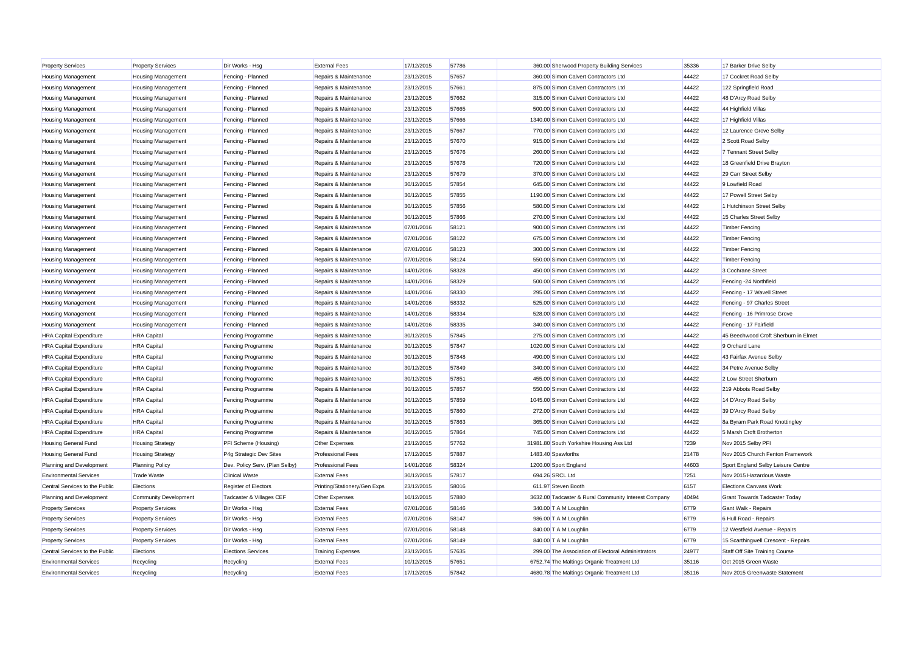| Property Services | Property Services | Dir Works - Hsg | External Fees | 17/12/2015 | 57786 | 360.00 | Sherwood Property Building Services | 35336 | 17 Barker Drive Selby |
|---|---|---|---|---|---|---|---|---|---|
| Housing Management | Housing Management | Fencing - Planned | Repairs & Maintenance | 23/12/2015 | 57657 | 360.00 | Simon Calvert Contractors Ltd | 44422 | 17 Cockret Road Selby |
| Housing Management | Housing Management | Fencing - Planned | Repairs & Maintenance | 23/12/2015 | 57661 | 875.00 | Simon Calvert Contractors Ltd | 44422 | 122 Springfield Road |
| Housing Management | Housing Management | Fencing - Planned | Repairs & Maintenance | 23/12/2015 | 57662 | 315.00 | Simon Calvert Contractors Ltd | 44422 | 48 D'Arcy Road Selby |
| Housing Management | Housing Management | Fencing - Planned | Repairs & Maintenance | 23/12/2015 | 57665 | 500.00 | Simon Calvert Contractors Ltd | 44422 | 44 Highfield Villas |
| Housing Management | Housing Management | Fencing - Planned | Repairs & Maintenance | 23/12/2015 | 57666 | 1340.00 | Simon Calvert Contractors Ltd | 44422 | 17 Highfield Villas |
| Housing Management | Housing Management | Fencing - Planned | Repairs & Maintenance | 23/12/2015 | 57667 | 770.00 | Simon Calvert Contractors Ltd | 44422 | 12 Laurence Grove Selby |
| Housing Management | Housing Management | Fencing - Planned | Repairs & Maintenance | 23/12/2015 | 57670 | 915.00 | Simon Calvert Contractors Ltd | 44422 | 2 Scott Road Selby |
| Housing Management | Housing Management | Fencing - Planned | Repairs & Maintenance | 23/12/2015 | 57676 | 260.00 | Simon Calvert Contractors Ltd | 44422 | 7 Tennant Street Selby |
| Housing Management | Housing Management | Fencing - Planned | Repairs & Maintenance | 23/12/2015 | 57678 | 720.00 | Simon Calvert Contractors Ltd | 44422 | 18 Greenfield Drive Brayton |
| Housing Management | Housing Management | Fencing - Planned | Repairs & Maintenance | 23/12/2015 | 57679 | 370.00 | Simon Calvert Contractors Ltd | 44422 | 29 Carr Street Selby |
| Housing Management | Housing Management | Fencing - Planned | Repairs & Maintenance | 30/12/2015 | 57854 | 645.00 | Simon Calvert Contractors Ltd | 44422 | 9 Lowfield Road |
| Housing Management | Housing Management | Fencing - Planned | Repairs & Maintenance | 30/12/2015 | 57855 | 1190.00 | Simon Calvert Contractors Ltd | 44422 | 17 Powell Street Selby |
| Housing Management | Housing Management | Fencing - Planned | Repairs & Maintenance | 30/12/2015 | 57856 | 580.00 | Simon Calvert Contractors Ltd | 44422 | 1 Hutchinson Street Selby |
| Housing Management | Housing Management | Fencing - Planned | Repairs & Maintenance | 30/12/2015 | 57866 | 270.00 | Simon Calvert Contractors Ltd | 44422 | 15 Charles Street Selby |
| Housing Management | Housing Management | Fencing - Planned | Repairs & Maintenance | 07/01/2016 | 58121 | 900.00 | Simon Calvert Contractors Ltd | 44422 | Timber Fencing |
| Housing Management | Housing Management | Fencing - Planned | Repairs & Maintenance | 07/01/2016 | 58122 | 675.00 | Simon Calvert Contractors Ltd | 44422 | Timber Fencing |
| Housing Management | Housing Management | Fencing - Planned | Repairs & Maintenance | 07/01/2016 | 58123 | 300.00 | Simon Calvert Contractors Ltd | 44422 | Timber Fencing |
| Housing Management | Housing Management | Fencing - Planned | Repairs & Maintenance | 07/01/2016 | 58124 | 550.00 | Simon Calvert Contractors Ltd | 44422 | Timber Fencing |
| Housing Management | Housing Management | Fencing - Planned | Repairs & Maintenance | 14/01/2016 | 58328 | 450.00 | Simon Calvert Contractors Ltd | 44422 | 3 Cochrane Street |
| Housing Management | Housing Management | Fencing - Planned | Repairs & Maintenance | 14/01/2016 | 58329 | 500.00 | Simon Calvert Contractors Ltd | 44422 | Fencing -24 Northfield |
| Housing Management | Housing Management | Fencing - Planned | Repairs & Maintenance | 14/01/2016 | 58330 | 295.00 | Simon Calvert Contractors Ltd | 44422 | Fencing - 17 Wavell Street |
| Housing Management | Housing Management | Fencing - Planned | Repairs & Maintenance | 14/01/2016 | 58332 | 525.00 | Simon Calvert Contractors Ltd | 44422 | Fencing - 97 Charles Street |
| Housing Management | Housing Management | Fencing - Planned | Repairs & Maintenance | 14/01/2016 | 58334 | 528.00 | Simon Calvert Contractors Ltd | 44422 | Fencing - 16 Primrose Grove |
| Housing Management | Housing Management | Fencing - Planned | Repairs & Maintenance | 14/01/2016 | 58335 | 340.00 | Simon Calvert Contractors Ltd | 44422 | Fencing - 17 Fairfield |
| HRA Capital Expenditure | HRA Capital | Fencing Programme | Repairs & Maintenance | 30/12/2015 | 57845 | 275.00 | Simon Calvert Contractors Ltd | 44422 | 45 Beechwood Croft Sherburn in Elmet |
| HRA Capital Expenditure | HRA Capital | Fencing Programme | Repairs & Maintenance | 30/12/2015 | 57847 | 1020.00 | Simon Calvert Contractors Ltd | 44422 | 9 Orchard Lane |
| HRA Capital Expenditure | HRA Capital | Fencing Programme | Repairs & Maintenance | 30/12/2015 | 57848 | 490.00 | Simon Calvert Contractors Ltd | 44422 | 43 Fairfax Avenue Selby |
| HRA Capital Expenditure | HRA Capital | Fencing Programme | Repairs & Maintenance | 30/12/2015 | 57849 | 340.00 | Simon Calvert Contractors Ltd | 44422 | 34 Petre Avenue Selby |
| HRA Capital Expenditure | HRA Capital | Fencing Programme | Repairs & Maintenance | 30/12/2015 | 57851 | 455.00 | Simon Calvert Contractors Ltd | 44422 | 2 Low Street Sherburn |
| HRA Capital Expenditure | HRA Capital | Fencing Programme | Repairs & Maintenance | 30/12/2015 | 57857 | 550.00 | Simon Calvert Contractors Ltd | 44422 | 219 Abbots Road Selby |
| HRA Capital Expenditure | HRA Capital | Fencing Programme | Repairs & Maintenance | 30/12/2015 | 57859 | 1045.00 | Simon Calvert Contractors Ltd | 44422 | 14 D'Arcy Road Selby |
| HRA Capital Expenditure | HRA Capital | Fencing Programme | Repairs & Maintenance | 30/12/2015 | 57860 | 272.00 | Simon Calvert Contractors Ltd | 44422 | 39 D'Arcy Road Selby |
| HRA Capital Expenditure | HRA Capital | Fencing Programme | Repairs & Maintenance | 30/12/2015 | 57863 | 365.00 | Simon Calvert Contractors Ltd | 44422 | 8a Byram Park Road Knottingley |
| HRA Capital Expenditure | HRA Capital | Fencing Programme | Repairs & Maintenance | 30/12/2015 | 57864 | 745.00 | Simon Calvert Contractors Ltd | 44422 | 5 Marsh Croft Brotherton |
| Housing General Fund | Housing Strategy | PFI Scheme (Housing) | Other Expenses | 23/12/2015 | 57762 | 31981.80 | South Yorkshire Housing Ass Ltd | 7239 | Nov 2015 Selby PFI |
| Housing General Fund | Housing Strategy | P4g Strategic Dev Sites | Professional Fees | 17/12/2015 | 57887 | 1483.40 | Spawforths | 21478 | Nov 2015 Church Fenton Framework |
| Planning and Development | Planning Policy | Dev. Policy Serv. (Plan Selby) | Professional Fees | 14/01/2016 | 58324 | 1200.00 | Sport England | 44603 | Sport England Selby Leisure Centre |
| Environmental Services | Trade Waste | Clinical Waste | External Fees | 30/12/2015 | 57817 | 694.26 | SRCL Ltd | 7251 | Nov 2015 Hazardous Waste |
| Central Services to the Public | Elections | Register of Electors | Printing/Stationery/Gen Exps | 23/12/2015 | 58016 | 611.97 | Steven Booth | 6157 | Elections Canvass Work |
| Planning and Development | Community Development | Tadcaster & Villages CEF | Other Expenses | 10/12/2015 | 57880 | 3632.00 | Tadcaster & Rural Community Interest Company | 40494 | Grant Towards Tadcaster Today |
| Property Services | Property Services | Dir Works - Hsg | External Fees | 07/01/2016 | 58146 | 340.00 | T A M Loughlin | 6779 | Gant Walk - Repairs |
| Property Services | Property Services | Dir Works - Hsg | External Fees | 07/01/2016 | 58147 | 986.00 | T A M Loughlin | 6779 | 6 Hull Road - Repairs |
| Property Services | Property Services | Dir Works - Hsg | External Fees | 07/01/2016 | 58148 | 840.00 | T A M Loughlin | 6779 | 12 Westfield Avenue - Repairs |
| Property Services | Property Services | Dir Works - Hsg | External Fees | 07/01/2016 | 58149 | 840.00 | T A M Loughlin | 6779 | 15 Scarthingwell Crescent - Repairs |
| Central Services to the Public | Elections | Elections Services | Training Expenses | 23/12/2015 | 57635 | 299.00 | The Association of Electoral Administrators | 24977 | Staff Off Site Training Course |
| Environmental Services | Recycling | Recycling | External Fees | 10/12/2015 | 57651 | 6752.74 | The Maltings Organic Treatment Ltd | 35116 | Oct 2015 Green Waste |
| Environmental Services | Recycling | Recycling | External Fees | 17/12/2015 | 57842 | 4680.78 | The Maltings Organic Treatment Ltd | 35116 | Nov 2015 Greenwaste Statement |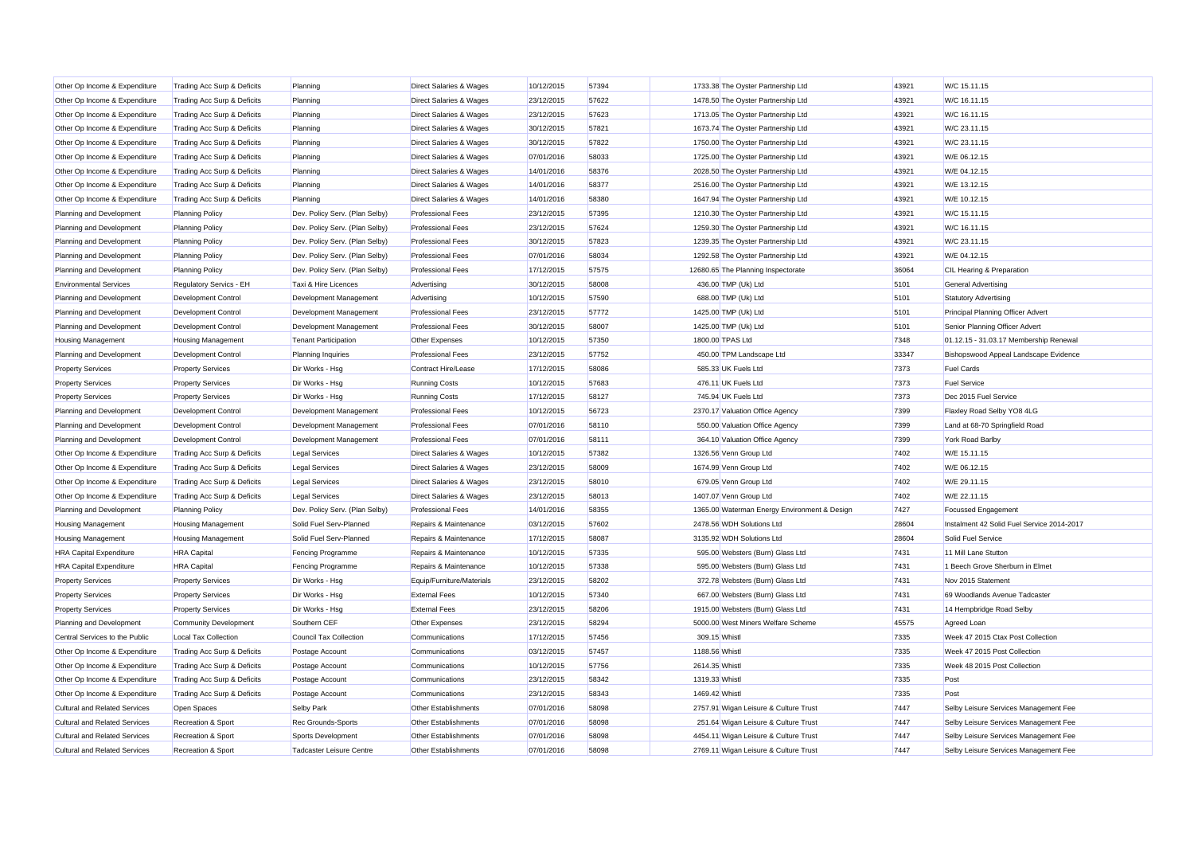| | | | | | | | | | |
|---|---|---|---|---|---|---|---|---|---|
| Other Op Income & Expenditure | Trading Acc Surp & Deficits | Planning | Direct Salaries & Wages | 10/12/2015 | 57394 | 1733.38 | The Oyster Partnership Ltd | 43921 | W/C 15.11.15 |
| Other Op Income & Expenditure | Trading Acc Surp & Deficits | Planning | Direct Salaries & Wages | 23/12/2015 | 57622 | 1478.50 | The Oyster Partnership Ltd | 43921 | W/C 16.11.15 |
| Other Op Income & Expenditure | Trading Acc Surp & Deficits | Planning | Direct Salaries & Wages | 23/12/2015 | 57623 | 1713.05 | The Oyster Partnership Ltd | 43921 | W/C 16.11.15 |
| Other Op Income & Expenditure | Trading Acc Surp & Deficits | Planning | Direct Salaries & Wages | 30/12/2015 | 57821 | 1673.74 | The Oyster Partnership Ltd | 43921 | W/C 23.11.15 |
| Other Op Income & Expenditure | Trading Acc Surp & Deficits | Planning | Direct Salaries & Wages | 30/12/2015 | 57822 | 1750.00 | The Oyster Partnership Ltd | 43921 | W/C 23.11.15 |
| Other Op Income & Expenditure | Trading Acc Surp & Deficits | Planning | Direct Salaries & Wages | 07/01/2016 | 58033 | 1725.00 | The Oyster Partnership Ltd | 43921 | W/E 06.12.15 |
| Other Op Income & Expenditure | Trading Acc Surp & Deficits | Planning | Direct Salaries & Wages | 14/01/2016 | 58376 | 2028.50 | The Oyster Partnership Ltd | 43921 | W/E 04.12.15 |
| Other Op Income & Expenditure | Trading Acc Surp & Deficits | Planning | Direct Salaries & Wages | 14/01/2016 | 58377 | 2516.00 | The Oyster Partnership Ltd | 43921 | W/E 13.12.15 |
| Other Op Income & Expenditure | Trading Acc Surp & Deficits | Planning | Direct Salaries & Wages | 14/01/2016 | 58380 | 1647.94 | The Oyster Partnership Ltd | 43921 | W/E 10.12.15 |
| Planning and Development | Planning Policy | Dev. Policy Serv. (Plan Selby) | Professional Fees | 23/12/2015 | 57395 | 1210.30 | The Oyster Partnership Ltd | 43921 | W/C 15.11.15 |
| Planning and Development | Planning Policy | Dev. Policy Serv. (Plan Selby) | Professional Fees | 23/12/2015 | 57624 | 1259.30 | The Oyster Partnership Ltd | 43921 | W/C 16.11.15 |
| Planning and Development | Planning Policy | Dev. Policy Serv. (Plan Selby) | Professional Fees | 30/12/2015 | 57823 | 1239.35 | The Oyster Partnership Ltd | 43921 | W/C 23.11.15 |
| Planning and Development | Planning Policy | Dev. Policy Serv. (Plan Selby) | Professional Fees | 07/01/2016 | 58034 | 1292.58 | The Oyster Partnership Ltd | 43921 | W/E 04.12.15 |
| Planning and Development | Planning Policy | Dev. Policy Serv. (Plan Selby) | Professional Fees | 17/12/2015 | 57575 | 12680.65 | The Planning Inspectorate | 36064 | CIL Hearing & Preparation |
| Environmental Services | Regulatory Servics - EH | Taxi & Hire Licences | Advertising | 30/12/2015 | 58008 | 436.00 | TMP (Uk) Ltd | 5101 | General Advertising |
| Planning and Development | Development Control | Development Management | Advertising | 10/12/2015 | 57590 | 688.00 | TMP (Uk) Ltd | 5101 | Statutory Advertising |
| Planning and Development | Development Control | Development Management | Professional Fees | 23/12/2015 | 57772 | 1425.00 | TMP (Uk) Ltd | 5101 | Principal Planning Officer Advert |
| Planning and Development | Development Control | Development Management | Professional Fees | 30/12/2015 | 58007 | 1425.00 | TMP (Uk) Ltd | 5101 | Senior Planning Officer Advert |
| Housing Management | Housing Management | Tenant Participation | Other Expenses | 10/12/2015 | 57350 | 1800.00 | TPAS Ltd | 7348 | 01.12.15 - 31.03.17 Membership Renewal |
| Planning and Development | Development Control | Planning Inquiries | Professional Fees | 23/12/2015 | 57752 | 450.00 | TPM Landscape Ltd | 33347 | Bishopswood Appeal Landscape Evidence |
| Property Services | Property Services | Dir Works - Hsg | Contract Hire/Lease | 17/12/2015 | 58086 | 585.33 | UK Fuels Ltd | 7373 | Fuel Cards |
| Property Services | Property Services | Dir Works - Hsg | Running Costs | 10/12/2015 | 57683 | 476.11 | UK Fuels Ltd | 7373 | Fuel Service |
| Property Services | Property Services | Dir Works - Hsg | Running Costs | 17/12/2015 | 58127 | 745.94 | UK Fuels Ltd | 7373 | Dec 2015 Fuel Service |
| Planning and Development | Development Control | Development Management | Professional Fees | 10/12/2015 | 56723 | 2370.17 | Valuation Office Agency | 7399 | Flaxley Road Selby YO8 4LG |
| Planning and Development | Development Control | Development Management | Professional Fees | 07/01/2016 | 58110 | 550.00 | Valuation Office Agency | 7399 | Land at 68-70 Springfield Road |
| Planning and Development | Development Control | Development Management | Professional Fees | 07/01/2016 | 58111 | 364.10 | Valuation Office Agency | 7399 | York Road Barlby |
| Other Op Income & Expenditure | Trading Acc Surp & Deficits | Legal Services | Direct Salaries & Wages | 10/12/2015 | 57382 | 1326.56 | Venn Group Ltd | 7402 | W/E 15.11.15 |
| Other Op Income & Expenditure | Trading Acc Surp & Deficits | Legal Services | Direct Salaries & Wages | 23/12/2015 | 58009 | 1674.99 | Venn Group Ltd | 7402 | W/E 06.12.15 |
| Other Op Income & Expenditure | Trading Acc Surp & Deficits | Legal Services | Direct Salaries & Wages | 23/12/2015 | 58010 | 679.05 | Venn Group Ltd | 7402 | W/E 29.11.15 |
| Other Op Income & Expenditure | Trading Acc Surp & Deficits | Legal Services | Direct Salaries & Wages | 23/12/2015 | 58013 | 1407.07 | Venn Group Ltd | 7402 | W/E 22.11.15 |
| Planning and Development | Planning Policy | Dev. Policy Serv. (Plan Selby) | Professional Fees | 14/01/2016 | 58355 | 1365.00 | Waterman Energy Environment & Design | 7427 | Focussed Engagement |
| Housing Management | Housing Management | Solid Fuel Serv-Planned | Repairs & Maintenance | 03/12/2015 | 57602 | 2478.56 | WDH Solutions Ltd | 28604 | Instalment 42 Solid Fuel Service 2014-2017 |
| Housing Management | Housing Management | Solid Fuel Serv-Planned | Repairs & Maintenance | 17/12/2015 | 58087 | 3135.92 | WDH Solutions Ltd | 28604 | Solid Fuel Service |
| HRA Capital Expenditure | HRA Capital | Fencing Programme | Repairs & Maintenance | 10/12/2015 | 57335 | 595.00 | Websters (Burn) Glass Ltd | 7431 | 11 Mill Lane Stutton |
| HRA Capital Expenditure | HRA Capital | Fencing Programme | Repairs & Maintenance | 10/12/2015 | 57338 | 595.00 | Websters (Burn) Glass Ltd | 7431 | 1 Beech Grove Sherburn in Elmet |
| Property Services | Property Services | Dir Works - Hsg | Equip/Furniture/Materials | 23/12/2015 | 58202 | 372.78 | Websters (Burn) Glass Ltd | 7431 | Nov 2015 Statement |
| Property Services | Property Services | Dir Works - Hsg | External Fees | 10/12/2015 | 57340 | 667.00 | Websters (Burn) Glass Ltd | 7431 | 69 Woodlands Avenue Tadcaster |
| Property Services | Property Services | Dir Works - Hsg | External Fees | 23/12/2015 | 58206 | 1915.00 | Websters (Burn) Glass Ltd | 7431 | 14 Hempbridge Road Selby |
| Planning and Development | Community Development | Southern CEF | Other Expenses | 23/12/2015 | 58294 | 5000.00 | West Miners Welfare Scheme | 45575 | Agreed Loan |
| Central Services to the Public | Local Tax Collection | Council Tax Collection | Communications | 17/12/2015 | 57456 | 309.15 | Whistl | 7335 | Week 47 2015 Ctax Post Collection |
| Other Op Income & Expenditure | Trading Acc Surp & Deficits | Postage Account | Communications | 03/12/2015 | 57457 | 1188.56 | Whistl | 7335 | Week 47 2015 Post Collection |
| Other Op Income & Expenditure | Trading Acc Surp & Deficits | Postage Account | Communications | 10/12/2015 | 57756 | 2614.35 | Whistl | 7335 | Week 48 2015 Post Collection |
| Other Op Income & Expenditure | Trading Acc Surp & Deficits | Postage Account | Communications | 23/12/2015 | 58342 | 1319.33 | Whistl | 7335 | Post |
| Other Op Income & Expenditure | Trading Acc Surp & Deficits | Postage Account | Communications | 23/12/2015 | 58343 | 1469.42 | Whistl | 7335 | Post |
| Cultural and Related Services | Open Spaces | Selby Park | Other Establishments | 07/01/2016 | 58098 | 2757.91 | Wigan Leisure & Culture Trust | 7447 | Selby Leisure Services Management Fee |
| Cultural and Related Services | Recreation & Sport | Rec Grounds-Sports | Other Establishments | 07/01/2016 | 58098 | 251.64 | Wigan Leisure & Culture Trust | 7447 | Selby Leisure Services Management Fee |
| Cultural and Related Services | Recreation & Sport | Sports Development | Other Establishments | 07/01/2016 | 58098 | 4454.11 | Wigan Leisure & Culture Trust | 7447 | Selby Leisure Services Management Fee |
| Cultural and Related Services | Recreation & Sport | Tadcaster Leisure Centre | Other Establishments | 07/01/2016 | 58098 | 2769.11 | Wigan Leisure & Culture Trust | 7447 | Selby Leisure Services Management Fee |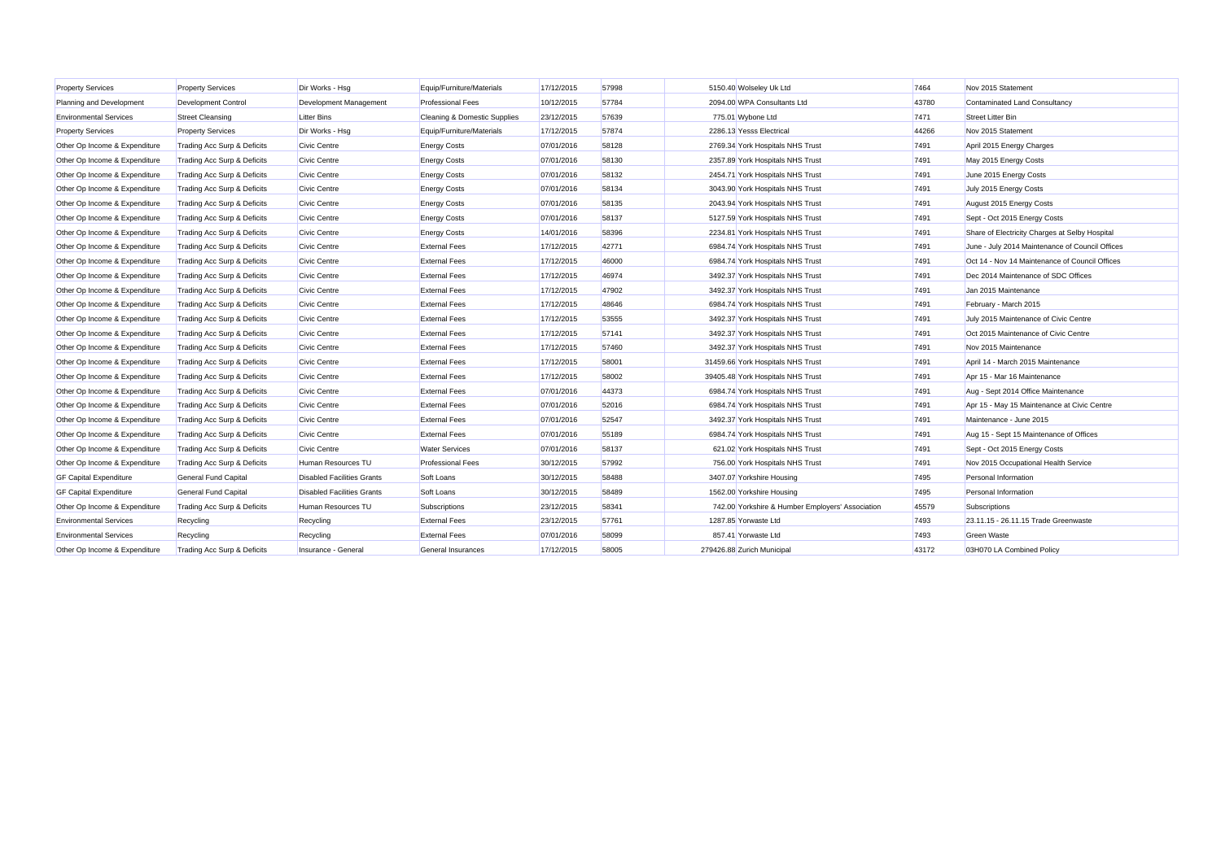| | | | | | | | | | |
|---|---|---|---|---|---|---|---|---|---|
| Property Services | Property Services | Dir Works - Hsg | Equip/Furniture/Materials | 17/12/2015 | 57998 | 5150.40 | Wolseley Uk Ltd | 7464 | Nov 2015 Statement |
| Planning and Development | Development Control | Development Management | Professional Fees | 10/12/2015 | 57784 | 2094.00 | WPA Consultants Ltd | 43780 | Contaminated Land Consultancy |
| Environmental Services | Street Cleansing | Litter Bins | Cleaning & Domestic Supplies | 23/12/2015 | 57639 | 775.01 | Wybone Ltd | 7471 | Street Litter Bin |
| Property Services | Property Services | Dir Works - Hsg | Equip/Furniture/Materials | 17/12/2015 | 57874 | 2286.13 | Yesss Electrical | 44266 | Nov 2015 Statement |
| Other Op Income & Expenditure | Trading Acc Surp & Deficits | Civic Centre | Energy Costs | 07/01/2016 | 58128 | 2769.34 | York Hospitals NHS Trust | 7491 | April 2015 Energy Charges |
| Other Op Income & Expenditure | Trading Acc Surp & Deficits | Civic Centre | Energy Costs | 07/01/2016 | 58130 | 2357.89 | York Hospitals NHS Trust | 7491 | May 2015 Energy Costs |
| Other Op Income & Expenditure | Trading Acc Surp & Deficits | Civic Centre | Energy Costs | 07/01/2016 | 58132 | 2454.71 | York Hospitals NHS Trust | 7491 | June 2015 Energy Costs |
| Other Op Income & Expenditure | Trading Acc Surp & Deficits | Civic Centre | Energy Costs | 07/01/2016 | 58134 | 3043.90 | York Hospitals NHS Trust | 7491 | July 2015 Energy Costs |
| Other Op Income & Expenditure | Trading Acc Surp & Deficits | Civic Centre | Energy Costs | 07/01/2016 | 58135 | 2043.94 | York Hospitals NHS Trust | 7491 | August 2015 Energy Costs |
| Other Op Income & Expenditure | Trading Acc Surp & Deficits | Civic Centre | Energy Costs | 07/01/2016 | 58137 | 5127.59 | York Hospitals NHS Trust | 7491 | Sept - Oct 2015 Energy Costs |
| Other Op Income & Expenditure | Trading Acc Surp & Deficits | Civic Centre | Energy Costs | 14/01/2016 | 58396 | 2234.81 | York Hospitals NHS Trust | 7491 | Share of Electricity Charges at Selby Hospital |
| Other Op Income & Expenditure | Trading Acc Surp & Deficits | Civic Centre | External Fees | 17/12/2015 | 42771 | 6984.74 | York Hospitals NHS Trust | 7491 | June - July 2014 Maintenance of Council Offices |
| Other Op Income & Expenditure | Trading Acc Surp & Deficits | Civic Centre | External Fees | 17/12/2015 | 46000 | 6984.74 | York Hospitals NHS Trust | 7491 | Oct 14 - Nov 14 Maintenance of Council Offices |
| Other Op Income & Expenditure | Trading Acc Surp & Deficits | Civic Centre | External Fees | 17/12/2015 | 46974 | 3492.37 | York Hospitals NHS Trust | 7491 | Dec 2014 Maintenance of SDC Offices |
| Other Op Income & Expenditure | Trading Acc Surp & Deficits | Civic Centre | External Fees | 17/12/2015 | 47902 | 3492.37 | York Hospitals NHS Trust | 7491 | Jan 2015 Maintenance |
| Other Op Income & Expenditure | Trading Acc Surp & Deficits | Civic Centre | External Fees | 17/12/2015 | 48646 | 6984.74 | York Hospitals NHS Trust | 7491 | February - March 2015 |
| Other Op Income & Expenditure | Trading Acc Surp & Deficits | Civic Centre | External Fees | 17/12/2015 | 53555 | 3492.37 | York Hospitals NHS Trust | 7491 | July 2015 Maintenance of Civic Centre |
| Other Op Income & Expenditure | Trading Acc Surp & Deficits | Civic Centre | External Fees | 17/12/2015 | 57141 | 3492.37 | York Hospitals NHS Trust | 7491 | Oct 2015 Maintenance of Civic Centre |
| Other Op Income & Expenditure | Trading Acc Surp & Deficits | Civic Centre | External Fees | 17/12/2015 | 57460 | 3492.37 | York Hospitals NHS Trust | 7491 | Nov 2015 Maintenance |
| Other Op Income & Expenditure | Trading Acc Surp & Deficits | Civic Centre | External Fees | 17/12/2015 | 58001 | 31459.66 | York Hospitals NHS Trust | 7491 | April 14 - March 2015 Maintenance |
| Other Op Income & Expenditure | Trading Acc Surp & Deficits | Civic Centre | External Fees | 17/12/2015 | 58002 | 39405.48 | York Hospitals NHS Trust | 7491 | Apr 15 - Mar 16 Maintenance |
| Other Op Income & Expenditure | Trading Acc Surp & Deficits | Civic Centre | External Fees | 07/01/2016 | 44373 | 6984.74 | York Hospitals NHS Trust | 7491 | Aug - Sept 2014 Office Maintenance |
| Other Op Income & Expenditure | Trading Acc Surp & Deficits | Civic Centre | External Fees | 07/01/2016 | 52016 | 6984.74 | York Hospitals NHS Trust | 7491 | Apr 15 - May 15 Maintenance at Civic Centre |
| Other Op Income & Expenditure | Trading Acc Surp & Deficits | Civic Centre | External Fees | 07/01/2016 | 52547 | 3492.37 | York Hospitals NHS Trust | 7491 | Maintenance - June 2015 |
| Other Op Income & Expenditure | Trading Acc Surp & Deficits | Civic Centre | External Fees | 07/01/2016 | 55189 | 6984.74 | York Hospitals NHS Trust | 7491 | Aug 15 - Sept 15 Maintenance of Offices |
| Other Op Income & Expenditure | Trading Acc Surp & Deficits | Civic Centre | Water Services | 07/01/2016 | 58137 | 621.02 | York Hospitals NHS Trust | 7491 | Sept - Oct 2015 Energy Costs |
| Other Op Income & Expenditure | Trading Acc Surp & Deficits | Human Resources TU | Professional Fees | 30/12/2015 | 57992 | 756.00 | York Hospitals NHS Trust | 7491 | Nov 2015 Occupational Health Service |
| GF Capital Expenditure | General Fund Capital | Disabled Facilities Grants | Soft Loans | 30/12/2015 | 58488 | 3407.07 | Yorkshire Housing | 7495 | Personal Information |
| GF Capital Expenditure | General Fund Capital | Disabled Facilities Grants | Soft Loans | 30/12/2015 | 58489 | 1562.00 | Yorkshire Housing | 7495 | Personal Information |
| Other Op Income & Expenditure | Trading Acc Surp & Deficits | Human Resources TU | Subscriptions | 23/12/2015 | 58341 | 742.00 | Yorkshire & Humber Employers' Association | 45579 | Subscriptions |
| Environmental Services | Recycling | Recycling | External Fees | 23/12/2015 | 57761 | 1287.85 | Yorwaste Ltd | 7493 | 23.11.15 - 26.11.15 Trade Greenwaste |
| Environmental Services | Recycling | Recycling | External Fees | 07/01/2016 | 58099 | 857.41 | Yorwaste Ltd | 7493 | Green Waste |
| Other Op Income & Expenditure | Trading Acc Surp & Deficits | Insurance - General | General Insurances | 17/12/2015 | 58005 | 279426.88 | Zurich Municipal | 43172 | 03H070 LA Combined Policy |